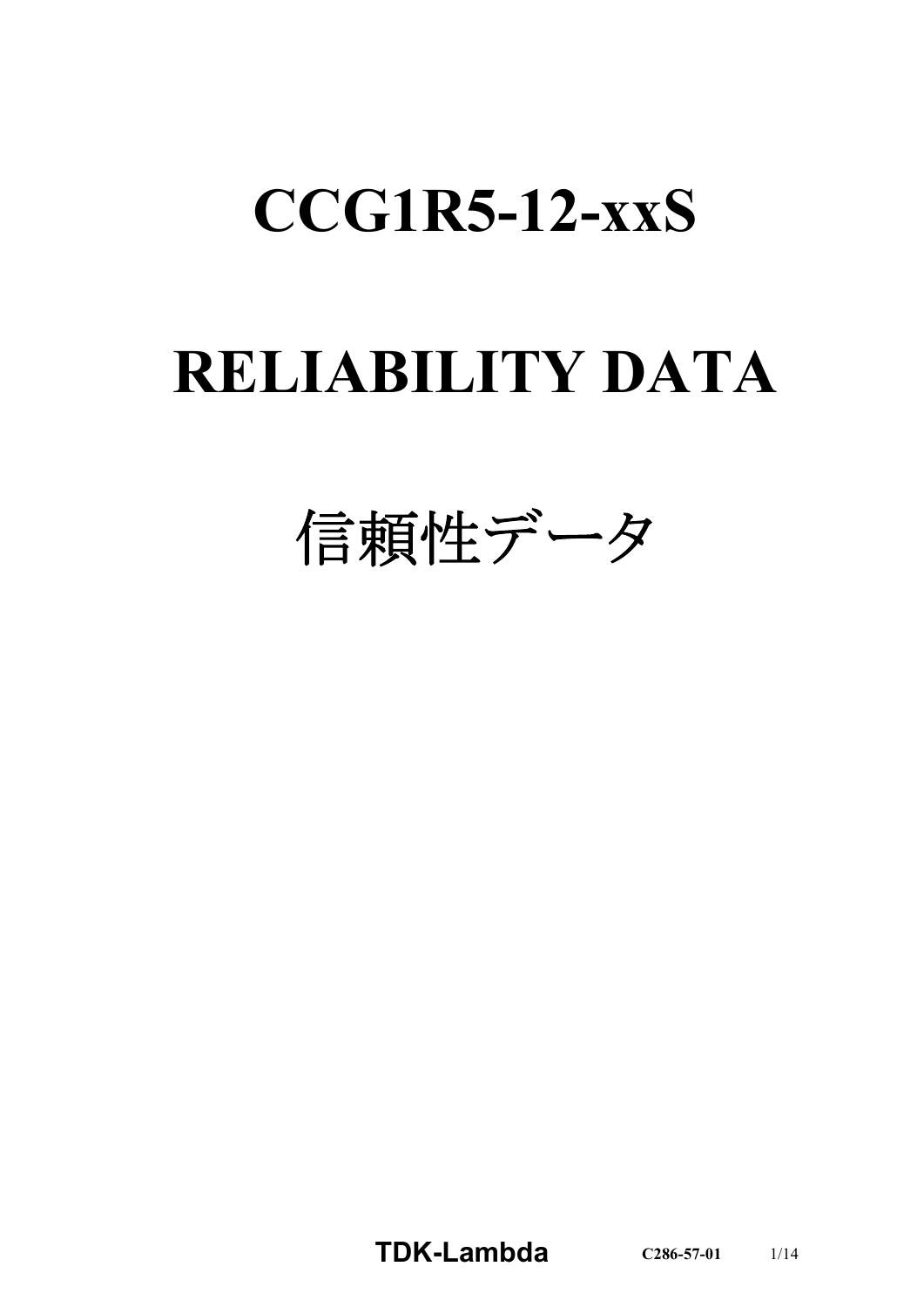# CCG1R5-12-xxS

# RELIABILITY DATA

# 信頼性データ

**TDK-Lambda** C286-57-01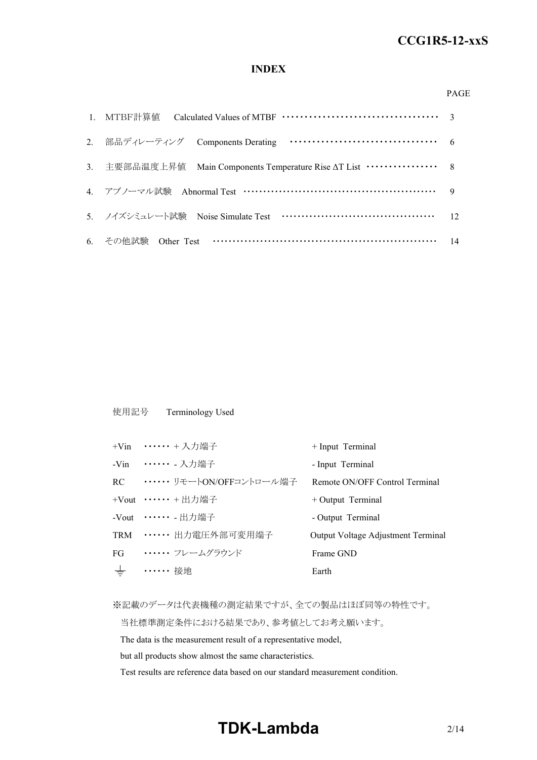## INDEX

| | | PAGE |
|---|---|---|
| 1. | MTBF計算値　Calculated Values of MTBF | 3 |
| 2. | 部品ディレーティング　Components Derating | 6 |
| 3. | 主要部品温度上昇値　Main Components Temperature Rise ΔT List | 8 |
| 4. | アブノーマル試験　Abnormal Test | 9 |
| 5. | ノイズシミュレート試験　Noise Simulate Test | 12 |
| 6. | その他試験　Other Test | 14 |

使用記号　Terminology Used

| | | |
|---|---|---|
| +Vin | ・・・・・・ + 入力端子 | + Input Terminal |
| -Vin | ・・・・・・ - 入力端子 | - Input Terminal |
| RC | ・・・・・・ リモートON/OFFコントロール端子 | Remote ON/OFF Control Terminal |
| +Vout | ・・・・・・ + 出力端子 | + Output Terminal |
| -Vout | ・・・・・・ - 出力端子 | - Output Terminal |
| TRM | ・・・・・・ 出力電圧外部可変用端子 | Output Voltage Adjustment Terminal |
| FG | ・・・・・・ フレームグラウンド | Frame GND |
| ⏚ | ・・・・・・ 接地 | Earth |

※記載のデータは代表機種の測定結果ですが、全ての製品はほぼ同等の特性です。
当社標準測定条件における結果であり、参考値としてお考え願います。
The data is the measurement result of a representative model,
but all products show almost the same characteristics.
Test results are reference data based on our standard measurement condition.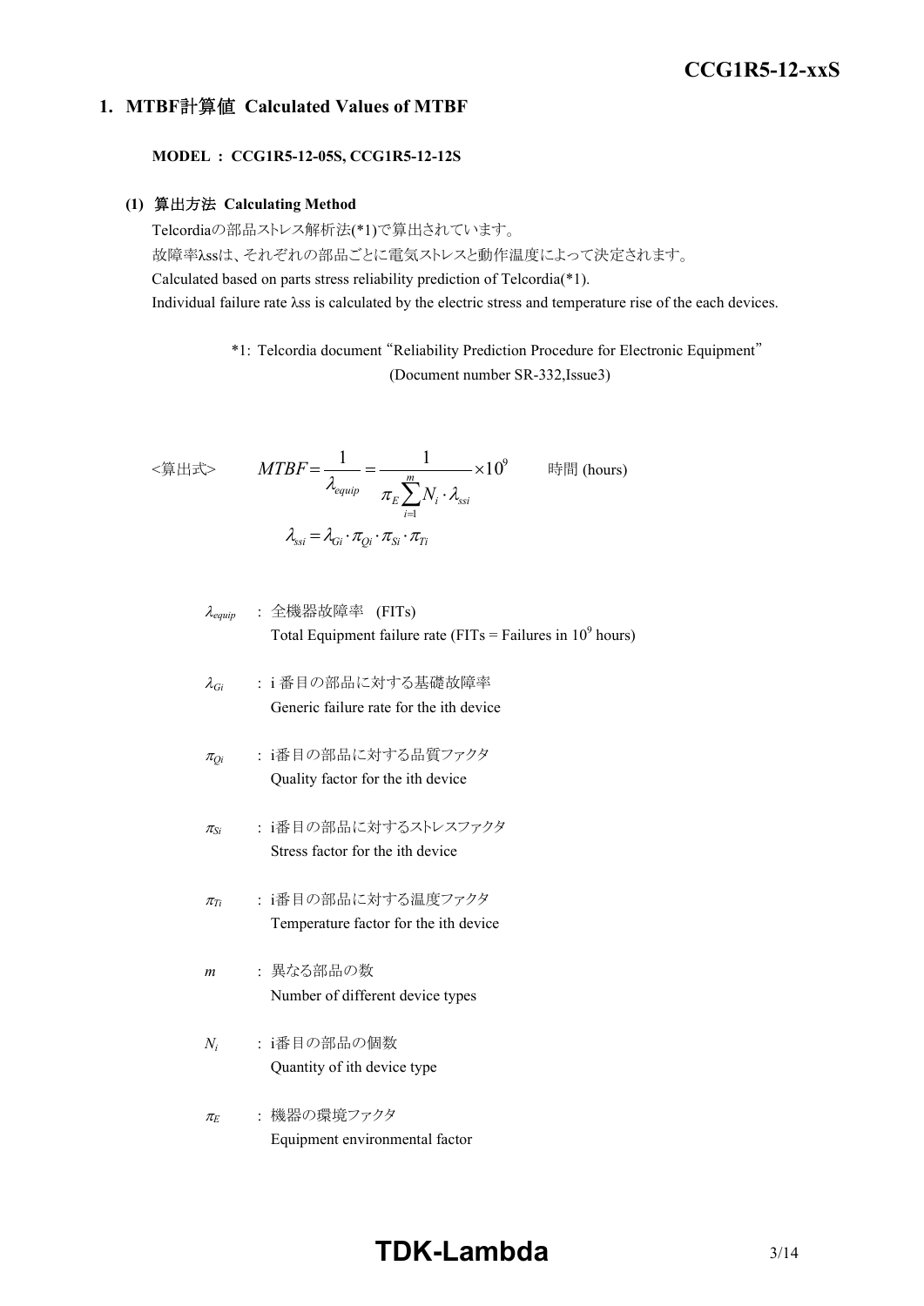## 1. MTBF計算値 Calculated Values of MTBF

**MODEL ： CCG1R5-12-05S, CCG1R5-12-12S**

### (1) 算出方法 Calculating Method

Telcordiaの部品ストレス解析法(*1)で算出されています。

故障率λssは、それぞれの部品ごとに電気ストレスと動作温度によって決定されます。

Calculated based on parts stress reliability prediction of Telcordia(*1).

Individual failure rate λss is calculated by the electric stress and temperature rise of the each devices.

*1: Telcordia document "Reliability Prediction Procedure for Electronic Equipment" (Document number SR-332,Issue3)

<算出式>

$$MTBF = \frac{1}{\lambda_{equip}} = \frac{1}{\pi_E \sum_{i=1}^{m} N_i \cdot \lambda_{ssi}} \times 10^9 \quad \text{時間 (hours)}$$

$$\lambda_{ssi} = \lambda_{Gi} \cdot \pi_{Qi} \cdot \pi_{Si} \cdot \pi_{Ti}$$

$\lambda_{equip}$ : 全機器故障率 (FITs)
Total Equipment failure rate (FITs = Failures in $10^9$ hours)

$\lambda_{Gi}$ : i 番目の部品に対する基礎故障率
Generic failure rate for the ith device

$\pi_{Qi}$ : i番目の部品に対する品質ファクタ
Quality factor for the ith device

$\pi_{Si}$ : i番目の部品に対するストレスファクタ
Stress factor for the ith device

$\pi_{Ti}$ : i番目の部品に対する温度ファクタ
Temperature factor for the ith device

$m$ : 異なる部品の数
Number of different device types

$N_i$ : i番目の部品の個数
Quantity of ith device type

$\pi_E$ : 機器の環境ファクタ
Equipment environmental factor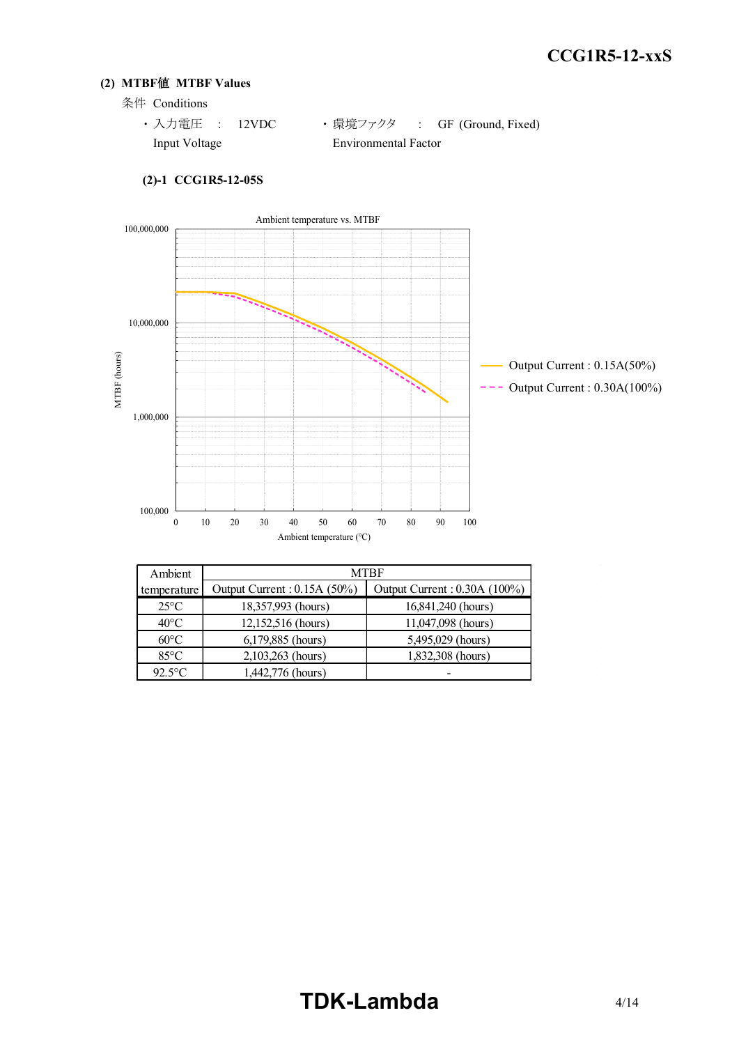## (2) MTBF値 MTBF Values

条件 Conditions

- 入力電圧 : 12VDC
  Input Voltage
- 環境ファクタ : GF (Ground, Fixed)
  Environmental Factor

### (2)-1 CCG1R5-12-05S

Ambient temperature vs. MTBF

| Ambient temperature | MTBF | |
|---|---|---|
| | Output Current : 0.15A (50%) | Output Current : 0.30A (100%) |
| 25°C | 18,357,993 (hours) | 16,841,240 (hours) |
| 40°C | 12,152,516 (hours) | 11,047,098 (hours) |
| 60°C | 6,179,885 (hours) | 5,495,029 (hours) |
| 85°C | 2,103,263 (hours) | 1,832,308 (hours) |
| 92.5°C | 1,442,776 (hours) | - |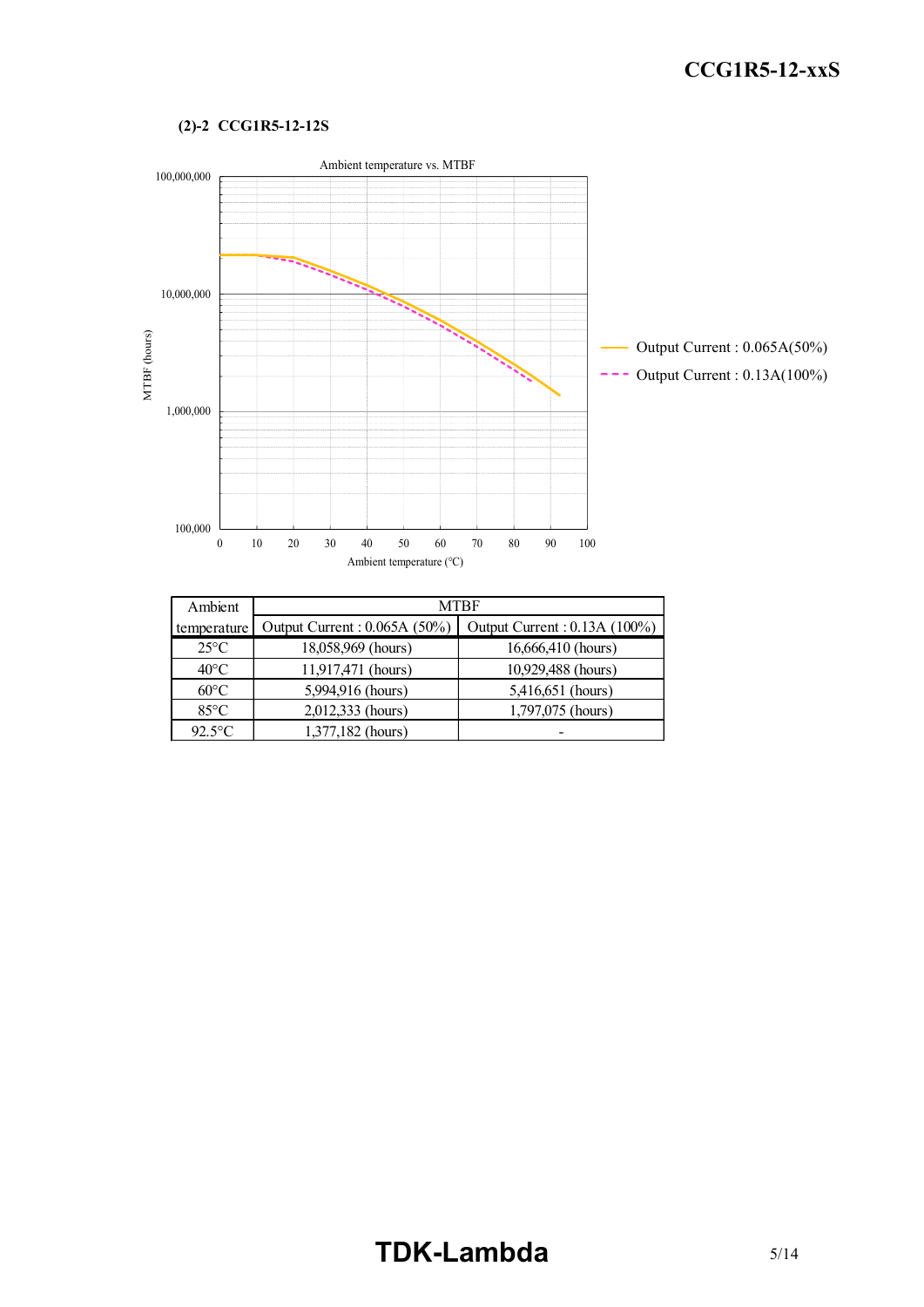### (2)-2 CCG1R5-12-12S

Ambient temperature vs. MTBF

| Ambient temperature | MTBF | |
|---|---|---|
| | Output Current : 0.065A (50%) | Output Current : 0.13A (100%) |
| 25°C | 18,058,969 (hours) | 16,666,410 (hours) |
| 40°C | 11,917,471 (hours) | 10,929,488 (hours) |
| 60°C | 5,994,916 (hours) | 5,416,651 (hours) |
| 85°C | 2,012,333 (hours) | 1,797,075 (hours) |
| 92.5°C | 1,377,182 (hours) | - |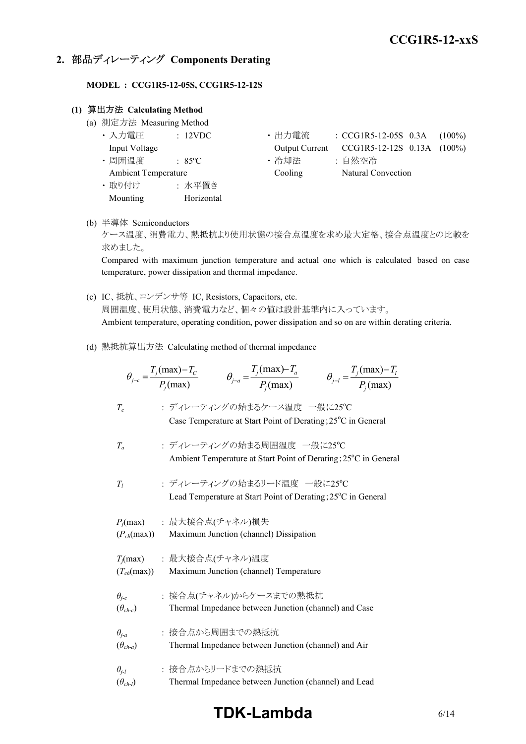## 2. 部品ディレーティング Components Derating

**MODEL : CCG1R5-12-05S, CCG1R5-12-12S**

### (1) 算出方法 Calculating Method

(a) 測定方法 Measuring Method

- 入力電圧 Input Voltage : 12VDC
- 周囲温度 Ambient Temperature : 85ºC
- 取り付け Mounting : 水平置き Horizontal
- 出力電流 Output Current : CCG1R5-12-05S 0.3A (100%) / CCG1R5-12-12S 0.13A (100%)
- 冷却法 Cooling : 自然空冷 Natural Convection

(b) 半導体 Semiconductors

ケース温度、消費電力、熱抵抗より使用状態の接合点温度を求め最大定格、接合点温度との比較を求めました。

Compared with maximum junction temperature and actual one which is calculated based on case temperature, power dissipation and thermal impedance.

(c) IC、抵抗、コンデンサ等 IC, Resistors, Capacitors, etc.

周囲温度、使用状態、消費電力など、個々の値は設計基準内に入っています。

Ambient temperature, operating condition, power dissipation and so on are within derating criteria.

(d) 熱抵抗算出方法 Calculating method of thermal impedance

$$\theta_{j-c} = \frac{T_j(\max) - T_C}{P_j(\max)} \qquad \theta_{j-a} = \frac{T_j(\max) - T_a}{P_j(\max)} \qquad \theta_{j-l} = \frac{T_j(\max) - T_l}{P_j(\max)}$$

$T_c$ : ディレーティングの始まるケース温度 一般に25ºC
Case Temperature at Start Point of Derating ; 25ºC in General

$T_a$ : ディレーティングの始まる周囲温度 一般に25ºC
Ambient Temperature at Start Point of Derating ; 25ºC in General

$T_l$ : ディレーティングの始まるリード温度 一般に25ºC
Lead Temperature at Start Point of Derating ; 25ºC in General

$P_j(\max)$ ($P_{ch}(\max)$) : 最大接合点(チャネル)損失
Maximum Junction (channel) Dissipation

$T_j(\max)$ ($T_{ch}(\max)$) : 最大接合点(チャネル)温度
Maximum Junction (channel) Temperature

$\theta_{j-c}$ ($\theta_{ch-c}$) : 接合点(チャネル)からケースまでの熱抵抗
Thermal Impedance between Junction (channel) and Case

$\theta_{j-a}$ ($\theta_{ch-a}$) : 接合点から周囲までの熱抵抗
Thermal Impedance between Junction (channel) and Air

$\theta_{j-l}$ ($\theta_{ch-l}$) : 接合点からリードまでの熱抵抗
Thermal Impedance between Junction (channel) and Lead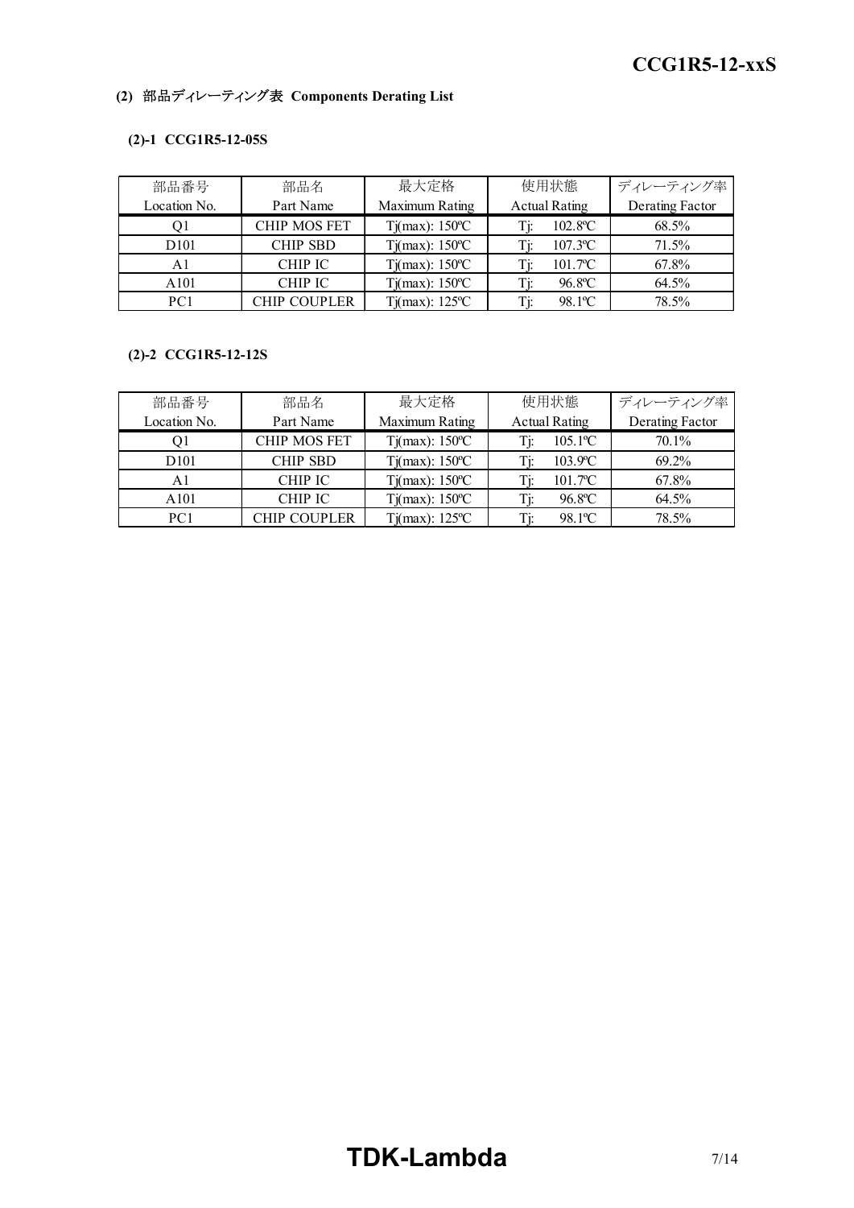### (2) 部品ディレーティング表 Components Derating List

#### (2)-1 CCG1R5-12-05S

| 部品番号<br>Location No. | 部品名<br>Part Name | 最大定格<br>Maximum Rating | 使用状態<br>Actual Rating | ディレーティング率<br>Derating Factor |
|---|---|---|---|---|
| Q1 | CHIP MOS FET | Tj(max): 150ºC | Tj: 102.8ºC | 68.5% |
| D101 | CHIP SBD | Tj(max): 150ºC | Tj: 107.3ºC | 71.5% |
| A1 | CHIP IC | Tj(max): 150ºC | Tj: 101.7ºC | 67.8% |
| A101 | CHIP IC | Tj(max): 150ºC | Tj: 96.8ºC | 64.5% |
| PC1 | CHIP COUPLER | Tj(max): 125ºC | Tj: 98.1ºC | 78.5% |

#### (2)-2 CCG1R5-12-12S

| 部品番号<br>Location No. | 部品名<br>Part Name | 最大定格<br>Maximum Rating | 使用状態<br>Actual Rating | ディレーティング率<br>Derating Factor |
|---|---|---|---|---|
| Q1 | CHIP MOS FET | Tj(max): 150ºC | Tj: 105.1ºC | 70.1% |
| D101 | CHIP SBD | Tj(max): 150ºC | Tj: 103.9ºC | 69.2% |
| A1 | CHIP IC | Tj(max): 150ºC | Tj: 101.7ºC | 67.8% |
| A101 | CHIP IC | Tj(max): 150ºC | Tj: 96.8ºC | 64.5% |
| PC1 | CHIP COUPLER | Tj(max): 125ºC | Tj: 98.1ºC | 78.5% |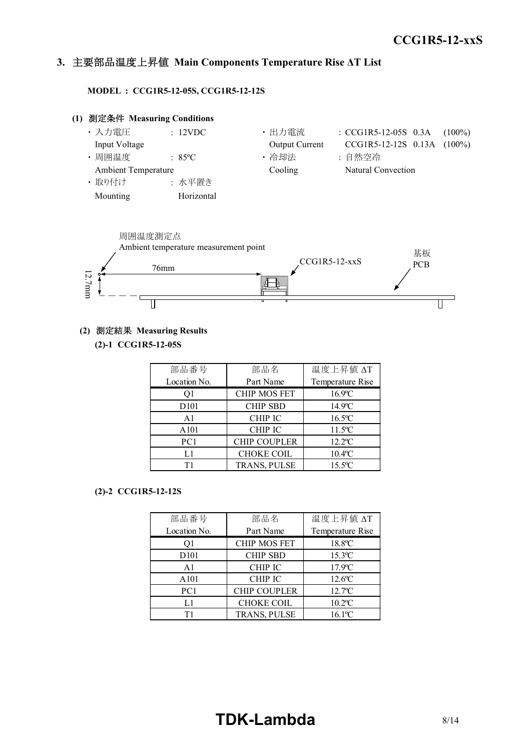## 3. 主要部品温度上昇値 Main Components Temperature Rise ΔT List

**MODEL : CCG1R5-12-05S, CCG1R5-12-12S**

### (1) 測定条件 Measuring Conditions

- 入力電圧 Input Voltage : 12VDC
- 出力電流 Output Current : CCG1R5-12-05S 0.3A (100%), CCG1R5-12-12S 0.13A (100%)
- 周囲温度 Ambient Temperature : 85ºC
- 冷却法 Cooling : 自然空冷 Natural Convection
- 取り付け Mounting : 水平置き Horizontal

周囲温度測定点
Ambient temperature measurement point

76mm

12.7mm

CCG1R5-12-xxS

基板
PCB

### (2) 測定結果 Measuring Results

**(2)-1 CCG1R5-12-05S**

| 部品番号 Location No. | 部品名 Part Name | 温度上昇値 ΔT Temperature Rise |
|---|---|---|
| Q1 | CHIP MOS FET | 16.9ºC |
| D101 | CHIP SBD | 14.9ºC |
| A1 | CHIP IC | 16.5ºC |
| A101 | CHIP IC | 11.5ºC |
| PC1 | CHIP COUPLER | 12.2ºC |
| L1 | CHOKE COIL | 10.4ºC |
| T1 | TRANS, PULSE | 15.5ºC |

**(2)-2 CCG1R5-12-12S**

| 部品番号 Location No. | 部品名 Part Name | 温度上昇値 ΔT Temperature Rise |
|---|---|---|
| Q1 | CHIP MOS FET | 18.8ºC |
| D101 | CHIP SBD | 15.3ºC |
| A1 | CHIP IC | 17.9ºC |
| A101 | CHIP IC | 12.6ºC |
| PC1 | CHIP COUPLER | 12.7ºC |
| L1 | CHOKE COIL | 10.2ºC |
| T1 | TRANS, PULSE | 16.1ºC |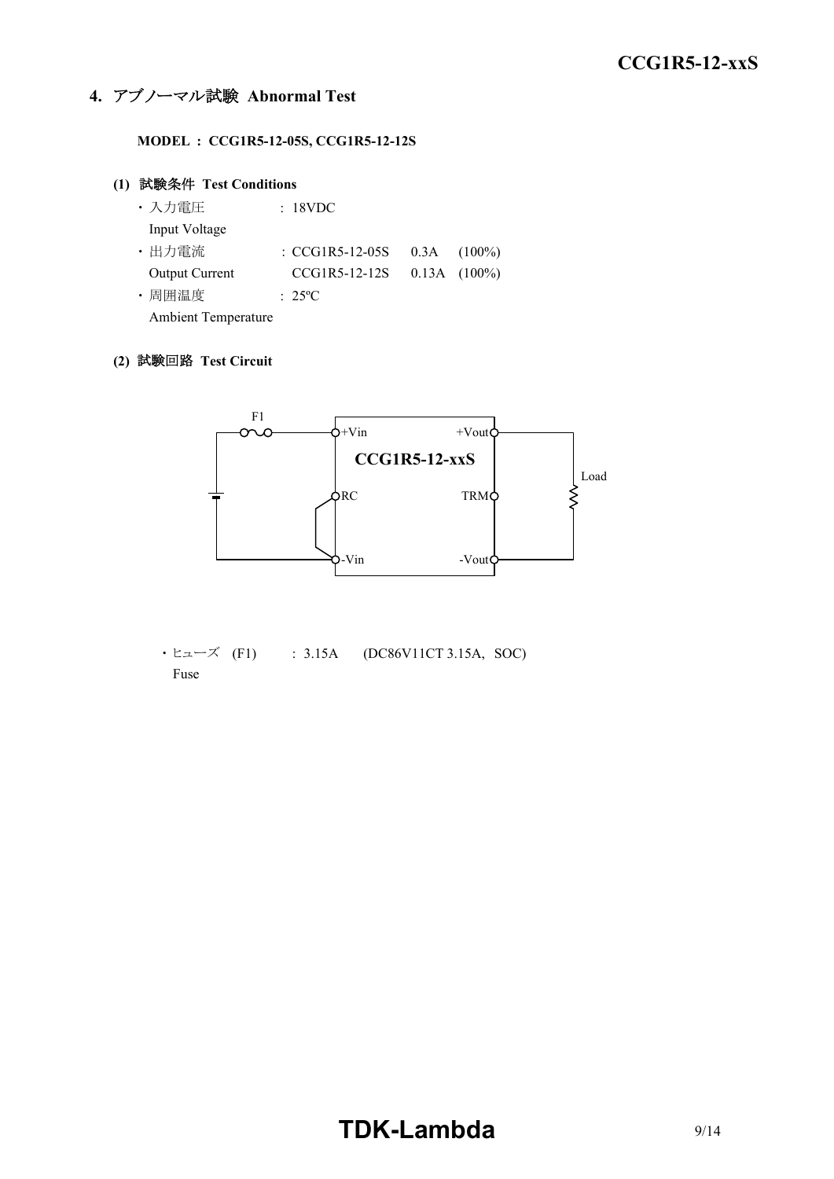## 4. アブノーマル試験 Abnormal Test

**MODEL : CCG1R5-12-05S, CCG1R5-12-12S**

### (1) 試験条件 Test Conditions

- 入力電圧 Input Voltage : 18VDC
- 出力電流 Output Current : CCG1R5-12-05S 0.3A (100%)
  CCG1R5-12-12S 0.13A (100%)
- 周囲温度 Ambient Temperature : 25ºC

### (2) 試験回路 Test Circuit

F1

+Vin　+Vout
CCG1R5-12-xxS
RC　TRM
-Vin　-Vout

Load

- ヒューズ (F1) Fuse : 3.15A (DC86V11CT 3.15A, SOC)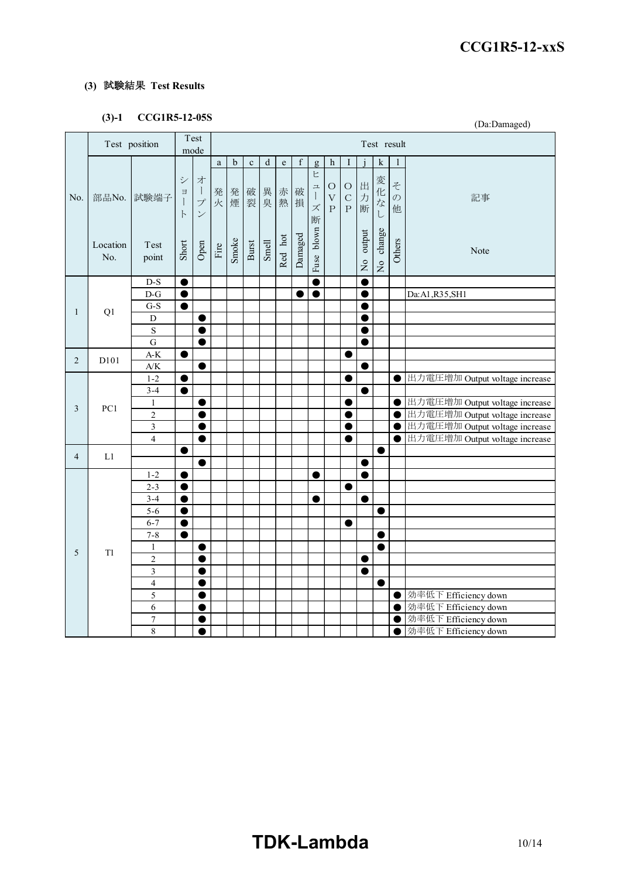### (3) 試験結果 Test Results

#### (3)-1 CCG1R5-12-05S

(Da:Damaged)

| No. | Test position | | Test mode | | Test result | | | | | | | | | | | | |
|---|---|---|---|---|---|---|---|---|---|---|---|---|---|---|---|---|---|
| | | | | | a | b | c | d | e | f | g | h | I | j | k | l | |
| No. | 部品No. Location No. | 試験端子 Test point | ショート Short | オープン Open | 発火 Fire | 発煙 Smoke | 破裂 Burst | 異臭 Smell | 赤熱 Red hot | 破損 Damaged | ヒューズ断 Fuse blown | OVP | OCP | 出力断 No output | 変化なし No change | その他 Others | 記事 Note |
| 1 | Q1 | D-S | ● | | | | | | | | ● | | | ● | | | |
| | | D-G | ● | | | | | | | ● | ● | | | ● | | | Da:A1,R35,SH1 |
| | | G-S | ● | | | | | | | | | | | ● | | | |
| | | D | | ● | | | | | | | | | | ● | | | |
| | | S | | ● | | | | | | | | | | ● | | | |
| | | G | | ● | | | | | | | | | | ● | | | |
| 2 | D101 | A-K | ● | | | | | | | | | | ● | | | | |
| | | A/K | | ● | | | | | | | | | | ● | | | |
| 3 | PC1 | 1-2 | ● | | | | | | | | | | ● | | | ● | 出力電圧増加 Output voltage increase |
| | | 3-4 | ● | | | | | | | | | | | ● | | | |
| | | 1 | | ● | | | | | | | | | ● | | | ● | 出力電圧増加 Output voltage increase |
| | | 2 | | ● | | | | | | | | | ● | | | ● | 出力電圧増加 Output voltage increase |
| | | 3 | | ● | | | | | | | | | ● | | | ● | 出力電圧増加 Output voltage increase |
| | | 4 | | ● | | | | | | | | | ● | | | ● | 出力電圧増加 Output voltage increase |
| 4 | L1 | | ● | | | | | | | | | | | | ● | | |
| | | | | ● | | | | | | | | | | ● | | | |
| 5 | T1 | 1-2 | ● | | | | | | | | ● | | | ● | | | |
| | | 2-3 | ● | | | | | | | | | | ● | | | | |
| | | 3-4 | ● | | | | | | | | ● | | | ● | | | |
| | | 5-6 | ● | | | | | | | | | | | | ● | | |
| | | 6-7 | ● | | | | | | | | | | ● | | | | |
| | | 7-8 | ● | | | | | | | | | | | | ● | | |
| | | 1 | | ● | | | | | | | | | | | ● | | |
| | | 2 | | ● | | | | | | | | | | ● | | | |
| | | 3 | | ● | | | | | | | | | | ● | | | |
| | | 4 | | ● | | | | | | | | | | | ● | | |
| | | 5 | | ● | | | | | | | | | | | | ● | 効率低下 Efficiency down |
| | | 6 | | ● | | | | | | | | | | | | ● | 効率低下 Efficiency down |
| | | 7 | | ● | | | | | | | | | | | | ● | 効率低下 Efficiency down |
| | | 8 | | ● | | | | | | | | | | | | ● | 効率低下 Efficiency down |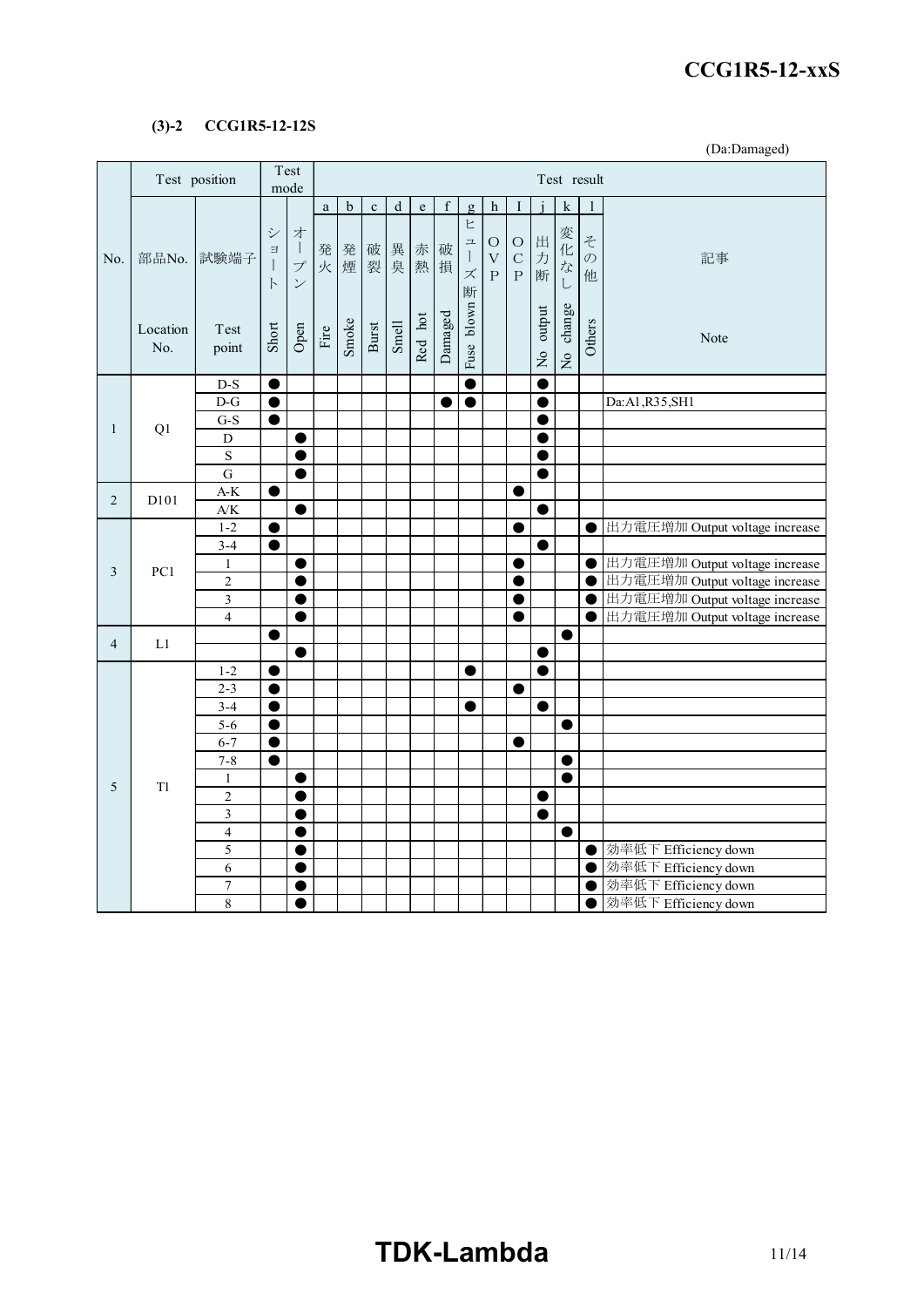### (3)-2　CCG1R5-12-12S

(Da:Damaged)

| No. | Test position | | Test mode | | Test result | | | | | | | | | | | | |
|---|---|---|---|---|---|---|---|---|---|---|---|---|---|---|---|---|---|
| | | | | | a | b | c | d | e | f | g | h | I | j | k | l | |
| | 部品No. Location No. | 試験端子 Test point | ショート Short | オープン Open | 発火 Fire | 発煙 Smoke | 破裂 Burst | 異臭 Smell | 赤熱 Red hot | 破損 Damaged | ヒューズ断 Fuse blown | OVP | OCP | 出力断 No output | 変化なし No change | その他 Others | 記事 Note |
| 1 | Q1 | D-S | ● | | | | | | | | ● | | | ● | | | |
| | | D-G | ● | | | | | | | ● | ● | | | ● | | | Da:A1,R35,SH1 |
| | | G-S | ● | | | | | | | | | | | ● | | | |
| | | D | | ● | | | | | | | | | | ● | | | |
| | | S | | ● | | | | | | | | | | ● | | | |
| | | G | | ● | | | | | | | | | | ● | | | |
| 2 | D101 | A-K | ● | | | | | | | | | | ● | | | | |
| | | A/K | | ● | | | | | | | | | | ● | | | |
| 3 | PC1 | 1-2 | ● | | | | | | | | | | ● | | | ● | 出力電圧増加 Output voltage increase |
| | | 3-4 | ● | | | | | | | | | | | ● | | | |
| | | 1 | | ● | | | | | | | | | ● | | | ● | 出力電圧増加 Output voltage increase |
| | | 2 | | ● | | | | | | | | | ● | | | ● | 出力電圧増加 Output voltage increase |
| | | 3 | | ● | | | | | | | | | ● | | | ● | 出力電圧増加 Output voltage increase |
| | | 4 | | ● | | | | | | | | | ● | | | ● | 出力電圧増加 Output voltage increase |
| 4 | L1 | | ● | | | | | | | | | | | | ● | | |
| | | | | ● | | | | | | | | | | ● | | | |
| 5 | T1 | 1-2 | ● | | | | | | | | ● | | | ● | | | |
| | | 2-3 | ● | | | | | | | | | | ● | | | | |
| | | 3-4 | ● | | | | | | | | ● | | | ● | | | |
| | | 5-6 | ● | | | | | | | | | | | | ● | | |
| | | 6-7 | ● | | | | | | | | | | ● | | | | |
| | | 7-8 | ● | | | | | | | | | | | | ● | | |
| | | 1 | | ● | | | | | | | | | | | ● | | |
| | | 2 | | ● | | | | | | | | | | ● | | | |
| | | 3 | | ● | | | | | | | | | | ● | | | |
| | | 4 | | ● | | | | | | | | | | | ● | | |
| | | 5 | | ● | | | | | | | | | | | | ● | 効率低下 Efficiency down |
| | | 6 | | ● | | | | | | | | | | | | ● | 効率低下 Efficiency down |
| | | 7 | | ● | | | | | | | | | | | | ● | 効率低下 Efficiency down |
| | | 8 | | ● | | | | | | | | | | | | ● | 効率低下 Efficiency down |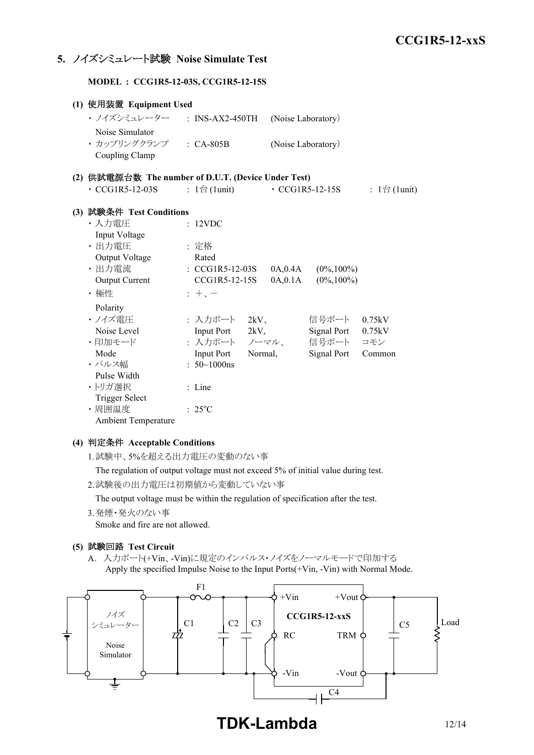## 5. ノイズシミュレート試験 Noise Simulate Test

**MODEL : CCG1R5-12-03S, CCG1R5-12-15S**

### (1) 使用装置 Equipment Used

- ノイズシミュレーター Noise Simulator : INS-AX2-450TH (Noise Laboratory)
- カップリングクランプ Coupling Clamp : CA-805B (Noise Laboratory)

### (2) 供試電源台数 The number of D.U.T. (Device Under Test)

- CCG1R5-12-03S : 1台 (1unit)
- CCG1R5-12-15S : 1台 (1unit)

### (3) 試験条件 Test Conditions

- 入力電圧 Input Voltage : 12VDC
- 出力電圧 Output Voltage : 定格 Rated
- 出力電流 Output Current : CCG1R5-12-03S 0A,0.4A (0%,100%)
  CCG1R5-12-15S 0A,0.1A (0%,100%)
- 極性 Polarity : ＋、－
- ノイズ電圧 Noise Level : 入力ポート Input Port 2kV、 信号ポート Signal Port 0.75kV
- 印加モード Mode : 入力ポート Input Port ノーマル、Normal, 信号ポート Signal Port コモン Common
- パルス幅 Pulse Width : 50~1000ns
- トリガ選択 Trigger Select : Line
- 周囲温度 Ambient Temperature : 25°C

### (4) 判定条件 Acceptable Conditions

1. 試験中、5%を超える出力電圧の変動のない事
   The regulation of output voltage must not exceed 5% of initial value during test.
2. 試験後の出力電圧は初期値から変動していない事
   The output voltage must be within the regulation of specification after the test.
3. 発煙・発火のない事
   Smoke and fire are not allowed.

### (5) 試験回路 Test Circuit

A. 入力ポート(+Vin、-Vin)に規定のインパルス・ノイズをノーマルモードで印加する
   Apply the specified Impulse Noise to the Input Ports(+Vin, -Vin) with Normal Mode.

ノイズシミュレーター Noise Simulator, F1, C1, C2, C3, +Vin, RC, -Vin, CCG1R5-12-xxS, +Vout, TRM, -Vout, C4, C5, Load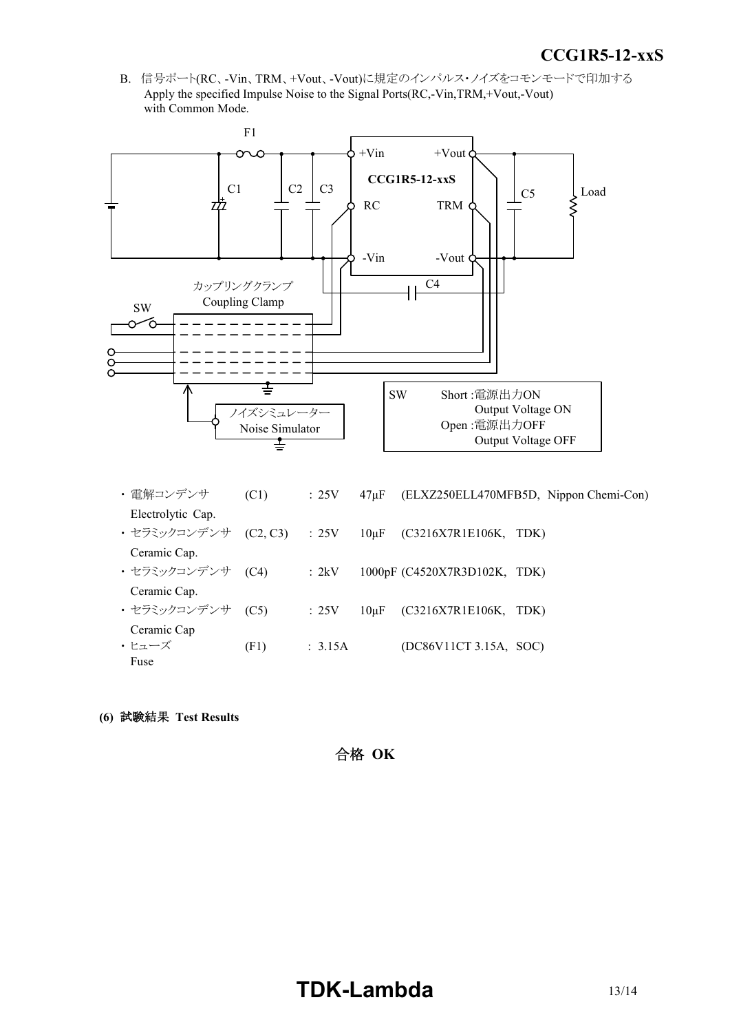B. 信号ポート(RC、-Vin、TRM、+Vout、-Vout)に規定のインパルス･ノイズをコモンモードで印加する
Apply the specified Impulse Noise to the Signal Ports(RC,-Vin,TRM,+Vout,-Vout) with Common Mode.

F1

+Vin　+Vout

CCG1R5-12-xxS

C1　C2　C3　C5　Load

RC　TRM

-Vin　-Vout

C4

カップリングクランプ
Coupling Clamp

SW

ノイズシミュレーター
Noise Simulator

| SW | |
|---|---|
| Short :電源出力ON Output Voltage ON | |
| Open :電源出力OFF Output Voltage OFF | |

・電解コンデンサ (C1) ：25V 47μF (ELXZ250ELL470MFB5D, Nippon Chemi-Con)
Electrolytic Cap.

・セラミックコンデンサ (C2, C3) ：25V 10μF (C3216X7R1E106K, TDK)
Ceramic Cap.

・セラミックコンデンサ (C4) ：2kV 1000pF (C4520X7R3D102K, TDK)
Ceramic Cap.

・セラミックコンデンサ (C5) ：25V 10μF (C3216X7R1E106K, TDK)
Ceramic Cap

・ヒューズ (F1) ：3.15A (DC86V11CT 3.15A, SOC)
Fuse

**(6) 試験結果 Test Results**

**合格 OK**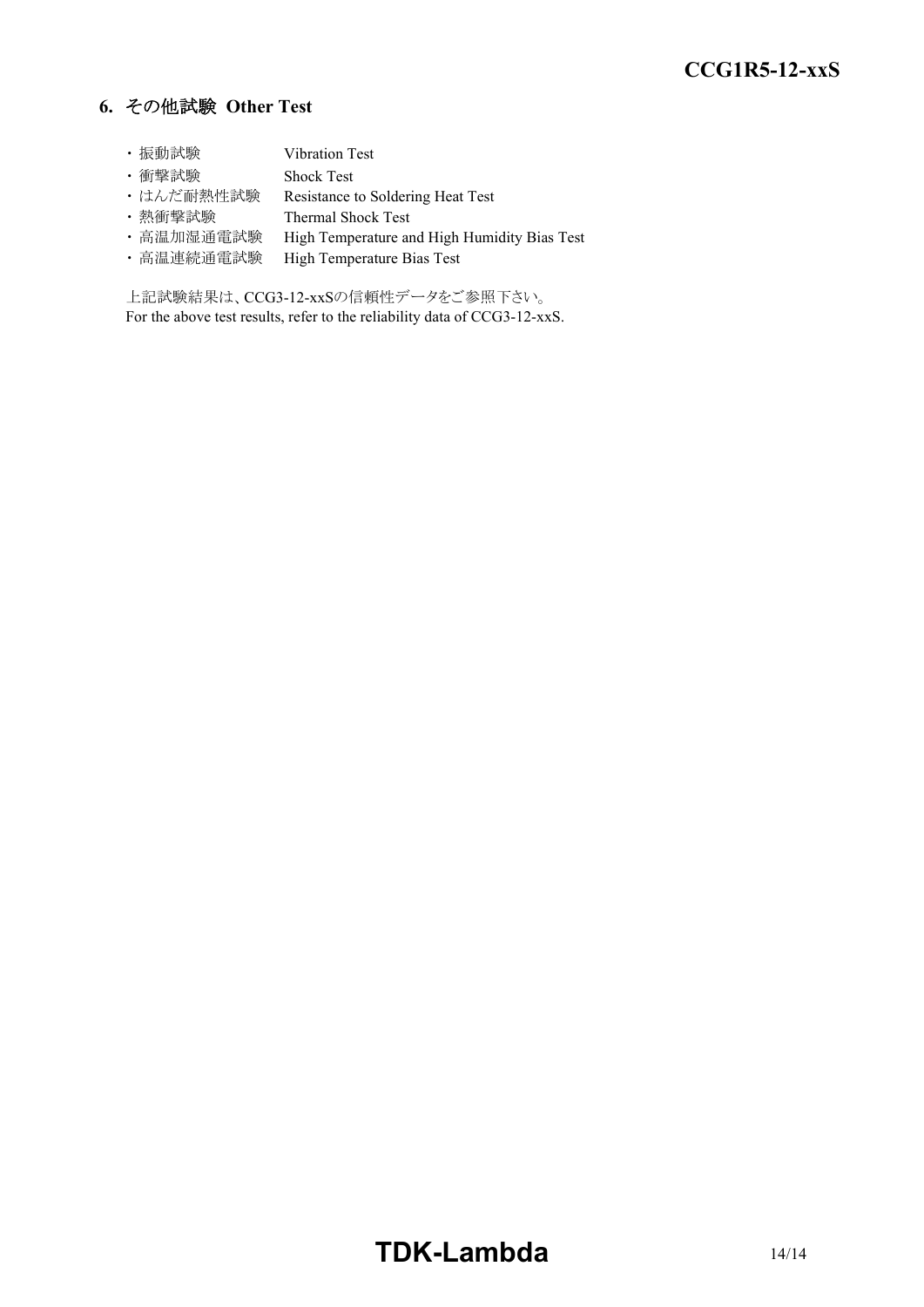## 6. その他試験 Other Test

- 振動試験　Vibration Test
- 衝撃試験　Shock Test
- はんだ耐熱性試験　Resistance to Soldering Heat Test
- 熱衝撃試験　Thermal Shock Test
- 高温加湿通電試験　High Temperature and High Humidity Bias Test
- 高温連続通電試験　High Temperature Bias Test

上記試験結果は、CCG3-12-xxSの信頼性データをご参照下さい。
For the above test results, refer to the reliability data of CCG3-12-xxS.